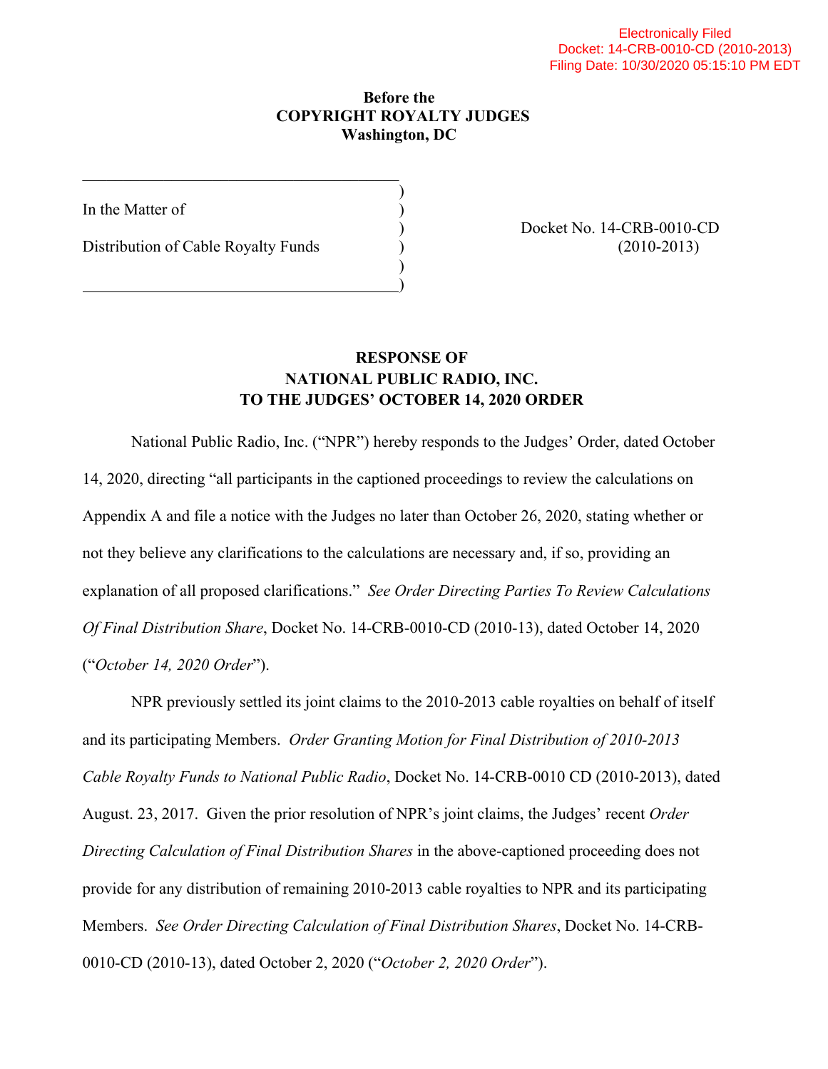Electronically Filed
Docket: 14-CRB-0010-CD (2010-2013)
Filing Date: 10/30/2020 05:15:10 PM EDT

**Before the**
**COPYRIGHT ROYALTY JUDGES**
**Washington, DC**

| | |
|---|---|
| In the Matter of<br><br>Distribution of Cable Royalty Funds | Docket No. 14-CRB-0010-CD<br>(2010-2013) |

**RESPONSE OF**
**NATIONAL PUBLIC RADIO, INC.**
**TO THE JUDGES' OCTOBER 14, 2020 ORDER**

National Public Radio, Inc. ("NPR") hereby responds to the Judges' Order, dated October 14, 2020, directing "all participants in the captioned proceedings to review the calculations on Appendix A and file a notice with the Judges no later than October 26, 2020, stating whether or not they believe any clarifications to the calculations are necessary and, if so, providing an explanation of all proposed clarifications." *See Order Directing Parties To Review Calculations Of Final Distribution Share*, Docket No. 14-CRB-0010-CD (2010-13), dated October 14, 2020 ("*October 14, 2020 Order*").

NPR previously settled its joint claims to the 2010-2013 cable royalties on behalf of itself and its participating Members. *Order Granting Motion for Final Distribution of 2010-2013 Cable Royalty Funds to National Public Radio*, Docket No. 14-CRB-0010 CD (2010-2013), dated August. 23, 2017. Given the prior resolution of NPR's joint claims, the Judges' recent *Order Directing Calculation of Final Distribution Shares* in the above-captioned proceeding does not provide for any distribution of remaining 2010-2013 cable royalties to NPR and its participating Members. *See Order Directing Calculation of Final Distribution Shares*, Docket No. 14-CRB-0010-CD (2010-13), dated October 2, 2020 ("*October 2, 2020 Order*").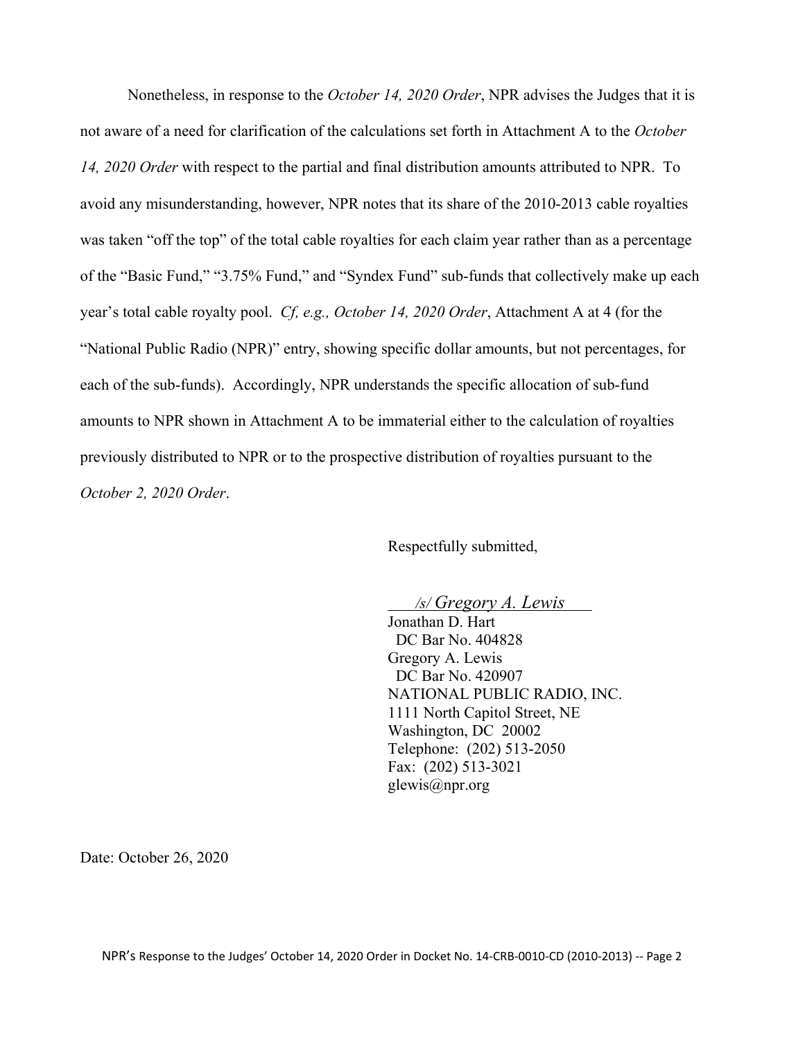Nonetheless, in response to the *October 14, 2020 Order*, NPR advises the Judges that it is not aware of a need for clarification of the calculations set forth in Attachment A to the *October 14, 2020 Order* with respect to the partial and final distribution amounts attributed to NPR. To avoid any misunderstanding, however, NPR notes that its share of the 2010-2013 cable royalties was taken "off the top" of the total cable royalties for each claim year rather than as a percentage of the "Basic Fund," "3.75% Fund," and "Syndex Fund" sub-funds that collectively make up each year's total cable royalty pool. *Cf, e.g., October 14, 2020 Order*, Attachment A at 4 (for the "National Public Radio (NPR)" entry, showing specific dollar amounts, but not percentages, for each of the sub-funds). Accordingly, NPR understands the specific allocation of sub-fund amounts to NPR shown in Attachment A to be immaterial either to the calculation of royalties previously distributed to NPR or to the prospective distribution of royalties pursuant to the *October 2, 2020 Order*.

Respectfully submitted,

/s/ *Gregory A. Lewis*
Jonathan D. Hart
DC Bar No. 404828
Gregory A. Lewis
DC Bar No. 420907
NATIONAL PUBLIC RADIO, INC.
1111 North Capitol Street, NE
Washington, DC 20002
Telephone: (202) 513-2050
Fax: (202) 513-3021
glewis@npr.org

Date: October 26, 2020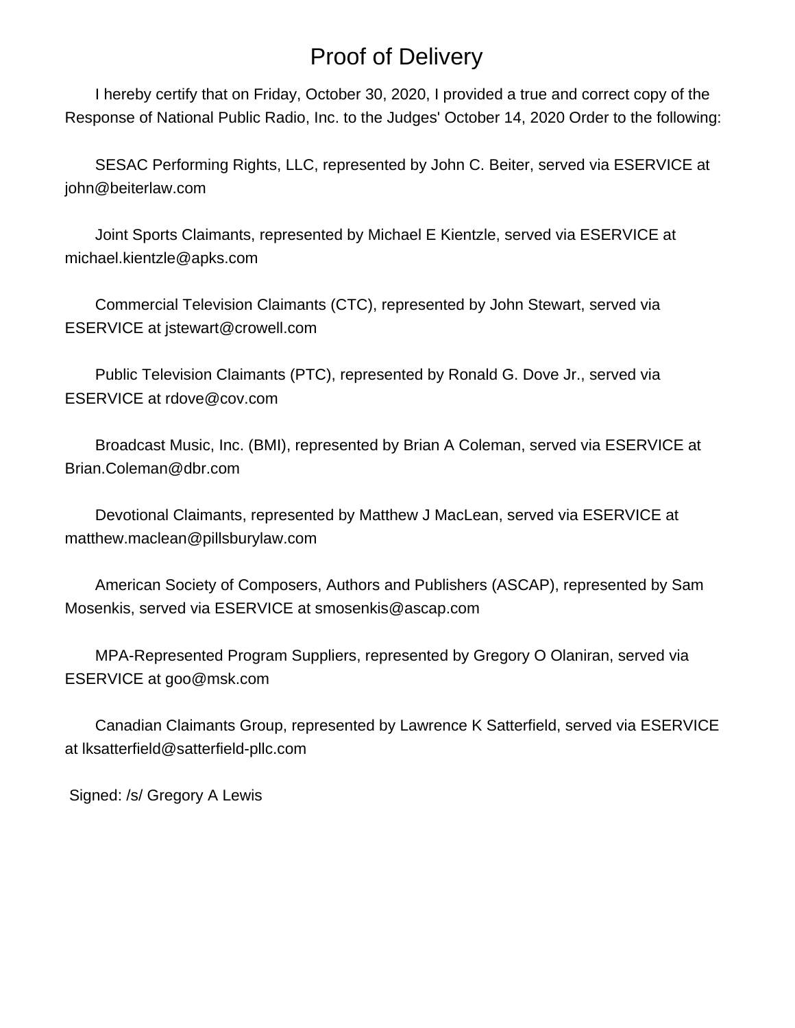# Proof of Delivery

I hereby certify that on Friday, October 30, 2020, I provided a true and correct copy of the Response of National Public Radio, Inc. to the Judges' October 14, 2020 Order to the following:

SESAC Performing Rights, LLC, represented by John C. Beiter, served via ESERVICE at john@beiterlaw.com

Joint Sports Claimants, represented by Michael E Kientzle, served via ESERVICE at michael.kientzle@apks.com

Commercial Television Claimants (CTC), represented by John Stewart, served via ESERVICE at jstewart@crowell.com

Public Television Claimants (PTC), represented by Ronald G. Dove Jr., served via ESERVICE at rdove@cov.com

Broadcast Music, Inc. (BMI), represented by Brian A Coleman, served via ESERVICE at Brian.Coleman@dbr.com

Devotional Claimants, represented by Matthew J MacLean, served via ESERVICE at matthew.maclean@pillsburylaw.com

American Society of Composers, Authors and Publishers (ASCAP), represented by Sam Mosenkis, served via ESERVICE at smosenkis@ascap.com

MPA-Represented Program Suppliers, represented by Gregory O Olaniran, served via ESERVICE at goo@msk.com

Canadian Claimants Group, represented by Lawrence K Satterfield, served via ESERVICE at lksatterfield@satterfield-pllc.com

Signed: /s/ Gregory A Lewis